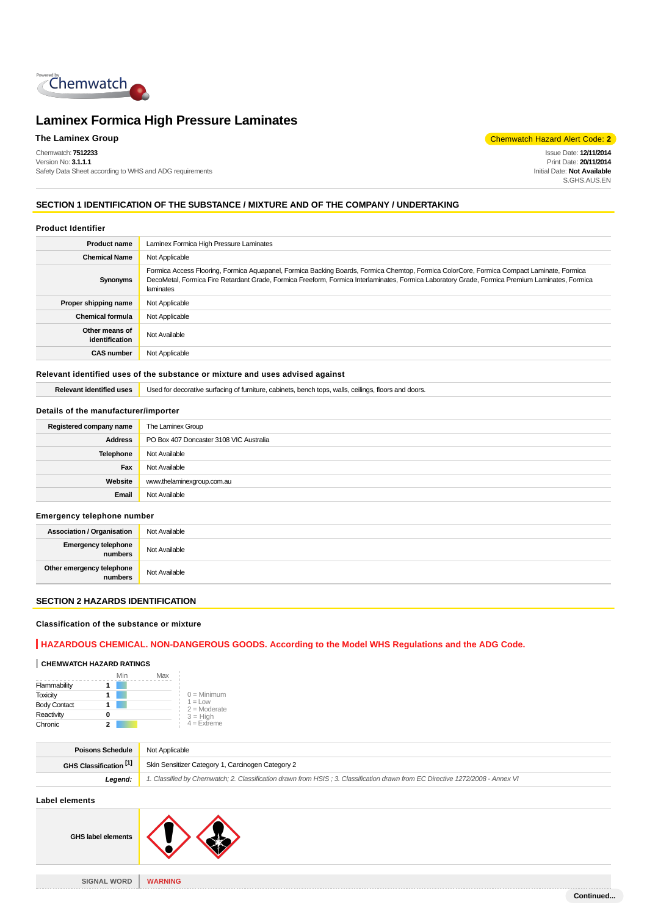# Laminex Formica High Pressure Laminates

**The Laminex Group**

Chemwatch Hazard Alert Code: **2**

Chemwatch: **7512233**
Version No: **3.1.1.1**
Safety Data Sheet according to WHS and ADG requirements

Issue Date: **12/11/2014**
Print Date: **20/11/2014**
Initial Date: **Not Available**
S.GHS.AUS.EN

## SECTION 1 IDENTIFICATION OF THE SUBSTANCE / MIXTURE AND OF THE COMPANY / UNDERTAKING

### Product Identifier

| | |
|---|---|
| **Product name** | Laminex Formica High Pressure Laminates |
| **Chemical Name** | Not Applicable |
| **Synonyms** | Formica Access Flooring, Formica Aquapanel, Formica Backing Boards, Formica Chemtop, Formica ColorCore, Formica Compact Laminate, Formica DecoMetal, Formica Fire Retardant Grade, Formica Freeform, Formica Interlaminates, Formica Laboratory Grade, Formica Premium Laminates, Formica laminates |
| **Proper shipping name** | Not Applicable |
| **Chemical formula** | Not Applicable |
| **Other means of identification** | Not Available |
| **CAS number** | Not Applicable |

### Relevant identified uses of the substance or mixture and uses advised against

| | |
|---|---|
| **Relevant identified uses** | Used for decorative surfacing of furniture, cabinets, bench tops, walls, ceilings, floors and doors. |

### Details of the manufacturer/importer

| | |
|---|---|
| **Registered company name** | The Laminex Group |
| **Address** | PO Box 407 Doncaster 3108 VIC Australia |
| **Telephone** | Not Available |
| **Fax** | Not Available |
| **Website** | www.thelaminexgroup.com.au |
| **Email** | Not Available |

### Emergency telephone number

| | |
|---|---|
| **Association / Organisation** | Not Available |
| **Emergency telephone numbers** | Not Available |
| **Other emergency telephone numbers** | Not Available |

## SECTION 2 HAZARDS IDENTIFICATION

### Classification of the substance or mixture

**HAZARDOUS CHEMICAL. NON-DANGEROUS GOODS. According to the Model WHS Regulations and the ADG Code.**

**CHEMWATCH HAZARD RATINGS**

| | Rating (Min–Max) |
|---|---|
| Flammability | 1 |
| Toxicity | 1 |
| Body Contact | 1 |
| Reactivity | 0 |
| Chronic | 2 |

0 = Minimum
1 = Low
2 = Moderate
3 = High
4 = Extreme

| | |
|---|---|
| **Poisons Schedule** | Not Applicable |
| **GHS Classification [1]** | Skin Sensitizer Category 1, Carcinogen Category 2 |
| ***Legend:*** | *1. Classified by Chemwatch; 2. Classification drawn from HSIS ; 3. Classification drawn from EC Directive 1272/2008 - Annex VI* |

### Label elements

| | |
|---|---|
| **GHS label elements** | |
| SIGNAL WORD | WARNING |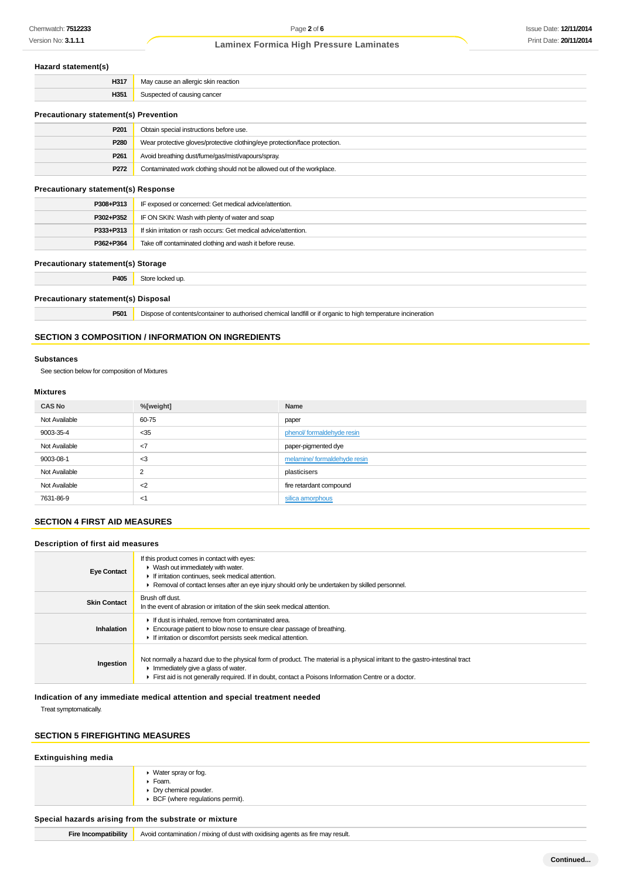### Hazard statement(s)

| | |
|---|---|
| **H317** | May cause an allergic skin reaction |
| **H351** | Suspected of causing cancer |

### Precautionary statement(s) Prevention

| | |
|---|---|
| **P201** | Obtain special instructions before use. |
| **P280** | Wear protective gloves/protective clothing/eye protection/face protection. |
| **P261** | Avoid breathing dust/fume/gas/mist/vapours/spray. |
| **P272** | Contaminated work clothing should not be allowed out of the workplace. |

### Precautionary statement(s) Response

| | |
|---|---|
| **P308+P313** | IF exposed or concerned: Get medical advice/attention. |
| **P302+P352** | IF ON SKIN: Wash with plenty of water and soap |
| **P333+P313** | If skin irritation or rash occurs: Get medical advice/attention. |
| **P362+P364** | Take off contaminated clothing and wash it before reuse. |

### Precautionary statement(s) Storage

| | |
|---|---|
| **P405** | Store locked up. |

### Precautionary statement(s) Disposal

| | |
|---|---|
| **P501** | Dispose of contents/container to authorised chemical landfill or if organic to high temperature incineration |

## SECTION 3 COMPOSITION / INFORMATION ON INGREDIENTS

### Substances

See section below for composition of Mixtures

### Mixtures

| CAS No | %[weight] | Name |
|---|---|---|
| Not Available | 60-75 | paper |
| 9003-35-4 | <35 | phenol/ formaldehyde resin |
| Not Available | <7 | paper-pigmented dye |
| 9003-08-1 | <3 | melamine/ formaldehyde resin |
| Not Available | 2 | plasticisers |
| Not Available | <2 | fire retardant compound |
| 7631-86-9 | <1 | silica amorphous |

## SECTION 4 FIRST AID MEASURES

### Description of first aid measures

| | |
|---|---|
| **Eye Contact** | If this product comes in contact with eyes:<br>▸ Wash out immediately with water.<br>▸ If irritation continues, seek medical attention.<br>▸ Removal of contact lenses after an eye injury should only be undertaken by skilled personnel. |
| **Skin Contact** | Brush off dust.<br>In the event of abrasion or irritation of the skin seek medical attention. |
| **Inhalation** | ▸ If dust is inhaled, remove from contaminated area.<br>▸ Encourage patient to blow nose to ensure clear passage of breathing.<br>▸ If irritation or discomfort persists seek medical attention. |
| **Ingestion** | Not normally a hazard due to the physical form of product. The material is a physical irritant to the gastro-intestinal tract<br>▸ Immediately give a glass of water.<br>▸ First aid is not generally required. If in doubt, contact a Poisons Information Centre or a doctor. |

### Indication of any immediate medical attention and special treatment needed

Treat symptomatically.

## SECTION 5 FIREFIGHTING MEASURES

### Extinguishing media

| | |
|---|---|
| | ▸ Water spray or fog.<br>▸ Foam.<br>▸ Dry chemical powder.<br>▸ BCF (where regulations permit). |

### Special hazards arising from the substrate or mixture

| | |
|---|---|
| **Fire Incompatibility** | Avoid contamination / mixing of dust with oxidising agents as fire may result. |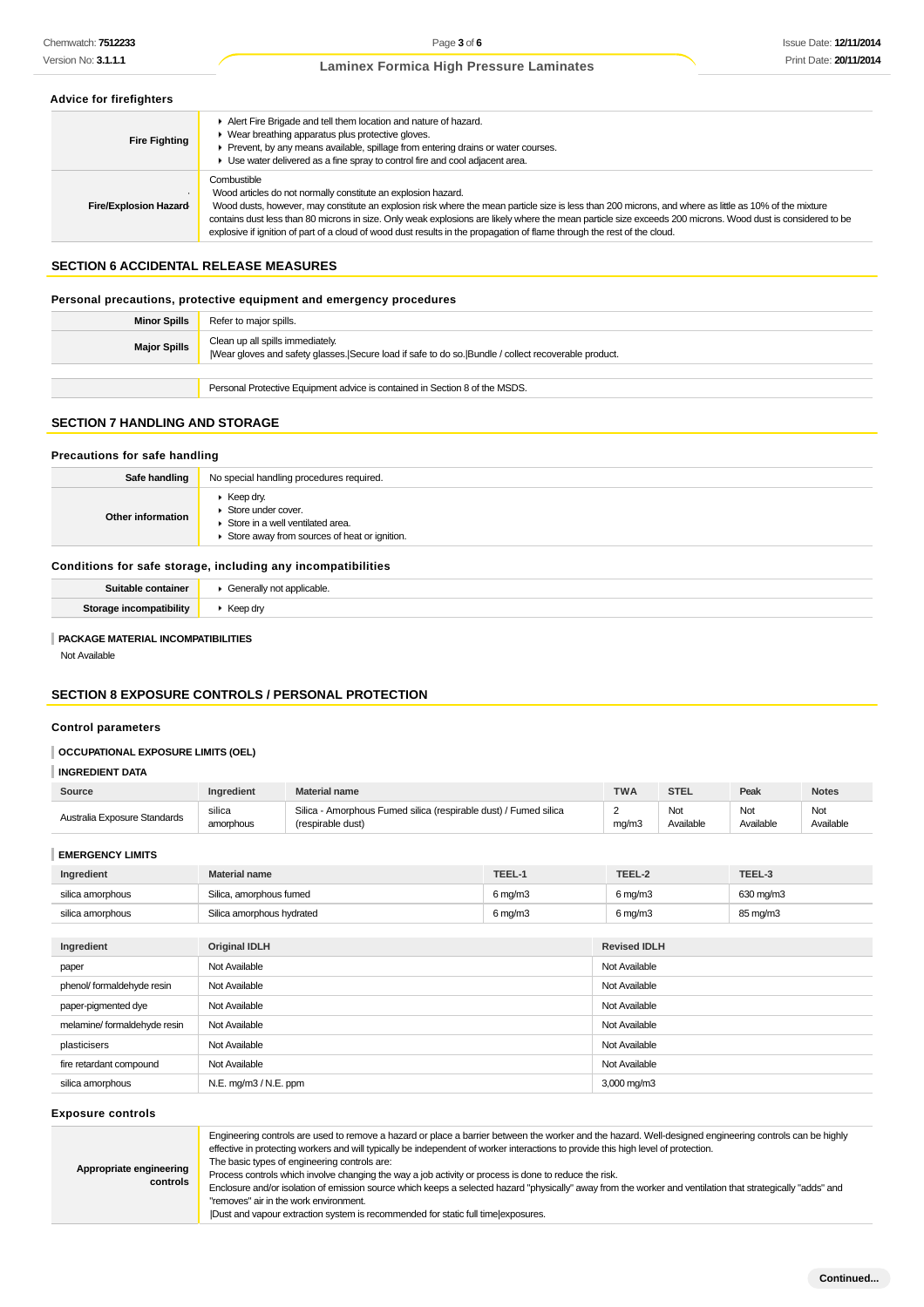### Advice for firefighters

| | |
|---|---|
| **Fire Fighting** | ▸ Alert Fire Brigade and tell them location and nature of hazard.<br>▸ Wear breathing apparatus plus protective gloves.<br>▸ Prevent, by any means available, spillage from entering drains or water courses.<br>▸ Use water delivered as a fine spray to control fire and cool adjacent area. |
| **Fire/Explosion Hazard** | Combustible<br>Wood articles do not normally constitute an explosion hazard.<br>Wood dusts, however, may constitute an explosion risk where the mean particle size is less than 200 microns, and where as little as 10% of the mixture contains dust less than 80 microns in size. Only weak explosions are likely where the mean particle size exceeds 200 microns. Wood dust is considered to be explosive if ignition of part of a cloud of wood dust results in the propagation of flame through the rest of the cloud. |

## SECTION 6 ACCIDENTAL RELEASE MEASURES

### Personal precautions, protective equipment and emergency procedures

| | |
|---|---|
| **Minor Spills** | Refer to major spills. |
| **Major Spills** | Clean up all spills immediately.<br>\|Wear gloves and safety glasses.\|Secure load if safe to do so.\|Bundle / collect recoverable product. |

Personal Protective Equipment advice is contained in Section 8 of the MSDS.

## SECTION 7 HANDLING AND STORAGE

### Precautions for safe handling

| | |
|---|---|
| **Safe handling** | No special handling procedures required. |
| **Other information** | ▸ Keep dry.<br>▸ Store under cover.<br>▸ Store in a well ventilated area.<br>▸ Store away from sources of heat or ignition. |

### Conditions for safe storage, including any incompatibilities

| | |
|---|---|
| **Suitable container** | ▸ Generally not applicable. |
| **Storage incompatibility** | ▸ Keep dry |

**PACKAGE MATERIAL INCOMPATIBILITIES**

Not Available

## SECTION 8 EXPOSURE CONTROLS / PERSONAL PROTECTION

### Control parameters

**OCCUPATIONAL EXPOSURE LIMITS (OEL)**

**INGREDIENT DATA**

| Source | Ingredient | Material name | TWA | STEL | Peak | Notes |
|---|---|---|---|---|---|---|
| Australia Exposure Standards | silica amorphous | Silica - Amorphous Fumed silica (respirable dust) / Fumed silica (respirable dust) | 2 mg/m3 | Not Available | Not Available | Not Available |

**EMERGENCY LIMITS**

| Ingredient | Material name | TEEL-1 | TEEL-2 | TEEL-3 |
|---|---|---|---|---|
| silica amorphous | Silica, amorphous fumed | 6 mg/m3 | 6 mg/m3 | 630 mg/m3 |
| silica amorphous | Silica amorphous hydrated | 6 mg/m3 | 6 mg/m3 | 85 mg/m3 |

| Ingredient | Original IDLH | Revised IDLH |
|---|---|---|
| paper | Not Available | Not Available |
| phenol/ formaldehyde resin | Not Available | Not Available |
| paper-pigmented dye | Not Available | Not Available |
| melamine/ formaldehyde resin | Not Available | Not Available |
| plasticisers | Not Available | Not Available |
| fire retardant compound | Not Available | Not Available |
| silica amorphous | N.E. mg/m3 / N.E. ppm | 3,000 mg/m3 |

### Exposure controls

| | |
|---|---|
| **Appropriate engineering controls** | Engineering controls are used to remove a hazard or place a barrier between the worker and the hazard. Well-designed engineering controls can be highly effective in protecting workers and will typically be independent of worker interactions to provide this high level of protection.<br>The basic types of engineering controls are:<br>Process controls which involve changing the way a job activity or process is done to reduce the risk.<br>Enclosure and/or isolation of emission source which keeps a selected hazard "physically" away from the worker and ventilation that strategically "adds" and "removes" air in the work environment.<br>\|Dust and vapour extraction system is recommended for static full time\|exposures. |

Continued...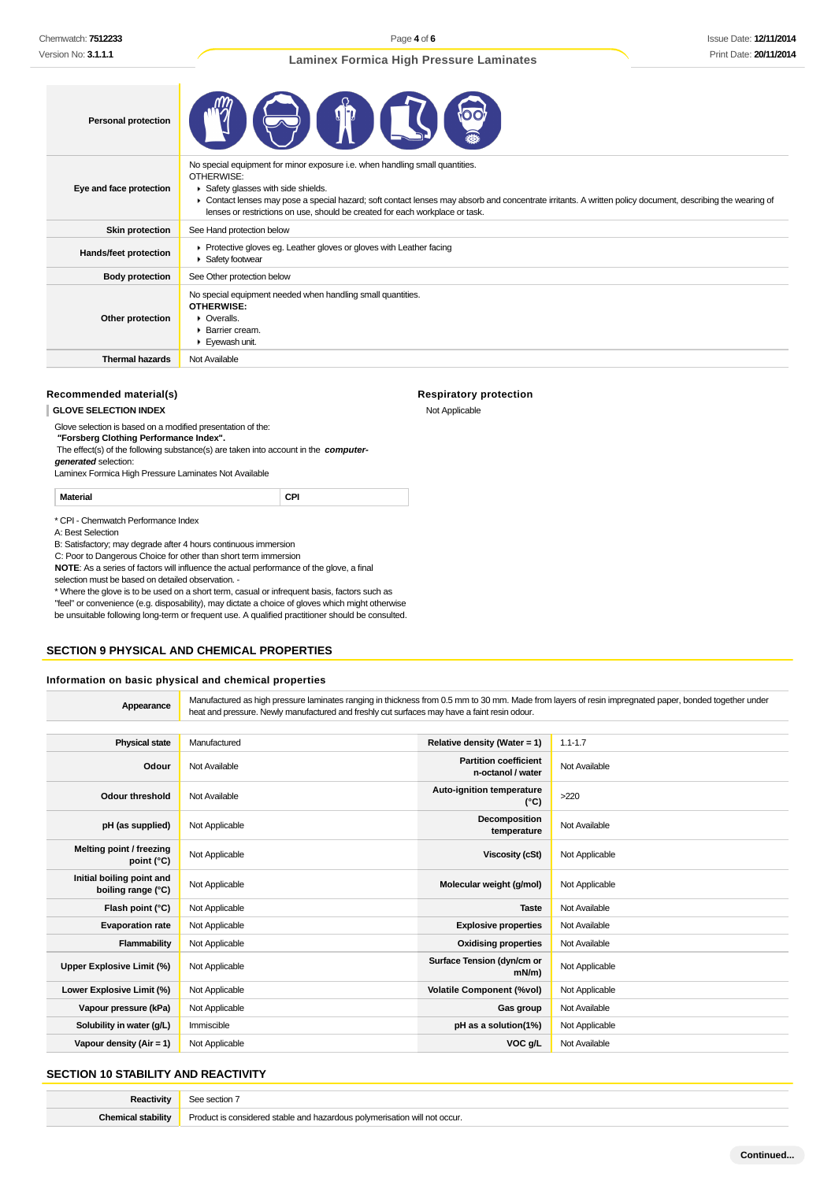| | |
|---|---|
| **Personal protection** | |
| **Eye and face protection** | No special equipment for minor exposure i.e. when handling small quantities.<br>OTHERWISE:<br>▸ Safety glasses with side shields.<br>▸ Contact lenses may pose a special hazard; soft contact lenses may absorb and concentrate irritants. A written policy document, describing the wearing of lenses or restrictions on use, should be created for each workplace or task. |
| **Skin protection** | See Hand protection below |
| **Hands/feet protection** | ▸ Protective gloves eg. Leather gloves or gloves with Leather facing<br>▸ Safety footwear |
| **Body protection** | See Other protection below |
| **Other protection** | No special equipment needed when handling small quantities.<br>**OTHERWISE:**<br>▸ Overalls.<br>▸ Barrier cream.<br>▸ Eyewash unit. |
| **Thermal hazards** | Not Available |

### Recommended material(s)

**GLOVE SELECTION INDEX**

Glove selection is based on a modified presentation of the:
**"Forsberg Clothing Performance Index".**
The effect(s) of the following substance(s) are taken into account in the ***computer-generated*** selection:
Laminex Formica High Pressure Laminates Not Available

| Material | CPI |
|---|---|

\* CPI - Chemwatch Performance Index
A: Best Selection
B: Satisfactory; may degrade after 4 hours continuous immersion
C: Poor to Dangerous Choice for other than short term immersion
**NOTE**: As a series of factors will influence the actual performance of the glove, a final selection must be based on detailed observation. -
\* Where the glove is to be used on a short term, casual or infrequent basis, factors such as "feel" or convenience (e.g. disposability), may dictate a choice of gloves which might otherwise be unsuitable following long-term or frequent use. A qualified practitioner should be consulted.

### Respiratory protection

Not Applicable

## SECTION 9 PHYSICAL AND CHEMICAL PROPERTIES

### Information on basic physical and chemical properties

| | |
|---|---|
| **Appearance** | Manufactured as high pressure laminates ranging in thickness from 0.5 mm to 30 mm. Made from layers of resin impregnated paper, bonded together under heat and pressure. Newly manufactured and freshly cut surfaces may have a faint resin odour. |

| | | | |
|---|---|---|---|
| **Physical state** | Manufactured | **Relative density (Water = 1)** | 1.1-1.7 |
| **Odour** | Not Available | **Partition coefficient n-octanol / water** | Not Available |
| **Odour threshold** | Not Available | **Auto-ignition temperature (°C)** | >220 |
| **pH (as supplied)** | Not Applicable | **Decomposition temperature** | Not Available |
| **Melting point / freezing point (°C)** | Not Applicable | **Viscosity (cSt)** | Not Applicable |
| **Initial boiling point and boiling range (°C)** | Not Applicable | **Molecular weight (g/mol)** | Not Applicable |
| **Flash point (°C)** | Not Applicable | **Taste** | Not Available |
| **Evaporation rate** | Not Applicable | **Explosive properties** | Not Available |
| **Flammability** | Not Applicable | **Oxidising properties** | Not Available |
| **Upper Explosive Limit (%)** | Not Applicable | **Surface Tension (dyn/cm or mN/m)** | Not Applicable |
| **Lower Explosive Limit (%)** | Not Applicable | **Volatile Component (%vol)** | Not Applicable |
| **Vapour pressure (kPa)** | Not Applicable | **Gas group** | Not Available |
| **Solubility in water (g/L)** | Immiscible | **pH as a solution(1%)** | Not Applicable |
| **Vapour density (Air = 1)** | Not Applicable | **VOC g/L** | Not Available |

## SECTION 10 STABILITY AND REACTIVITY

| | |
|---|---|
| **Reactivity** | See section 7 |
| **Chemical stability** | Product is considered stable and hazardous polymerisation will not occur. |

Continued...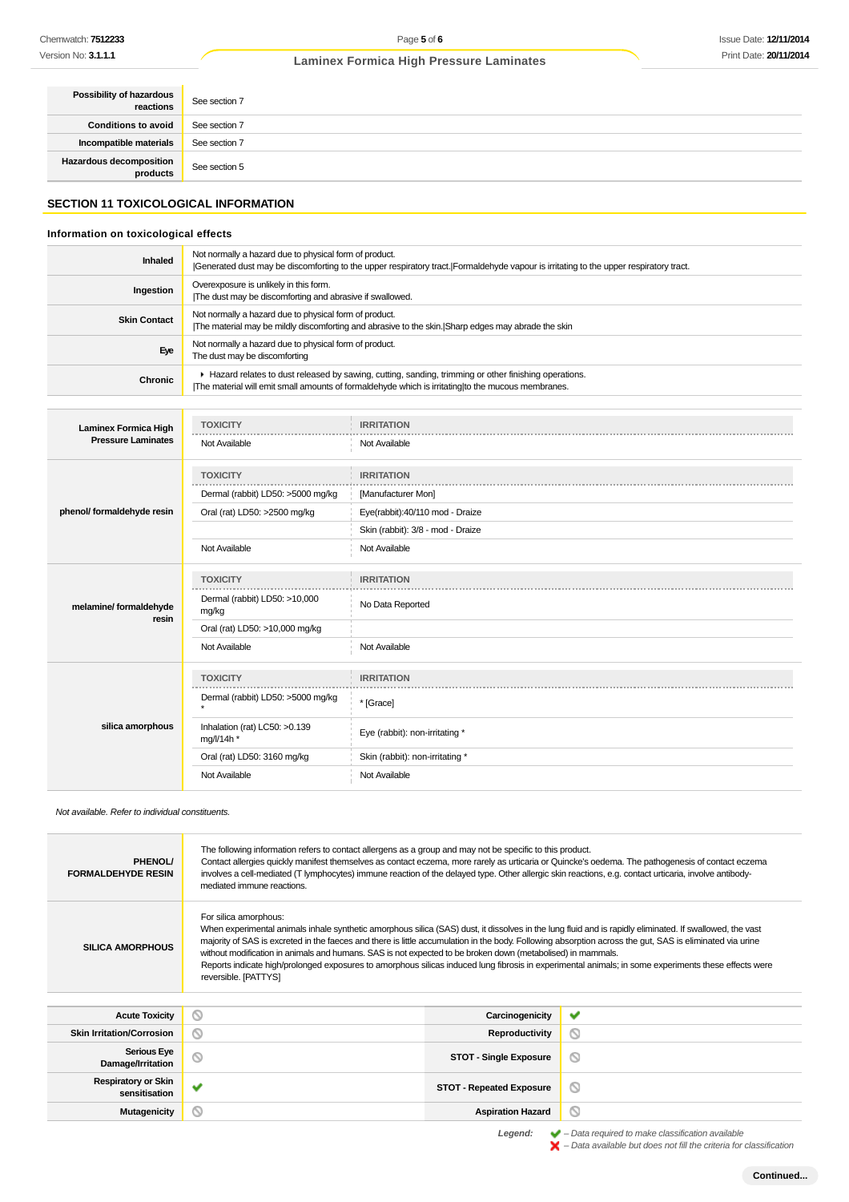| | |
|---|---|
| **Possibility of hazardous reactions** | See section 7 |
| **Conditions to avoid** | See section 7 |
| **Incompatible materials** | See section 7 |
| **Hazardous decomposition products** | See section 5 |

## SECTION 11 TOXICOLOGICAL INFORMATION

### Information on toxicological effects

| | |
|---|---|
| **Inhaled** | Not normally a hazard due to physical form of product.<br>\|Generated dust may be discomforting to the upper respiratory tract.\|Formaldehyde vapour is irritating to the upper respiratory tract. |
| **Ingestion** | Overexposure is unlikely in this form.<br>\|The dust may be discomforting and abrasive if swallowed. |
| **Skin Contact** | Not normally a hazard due to physical form of product.<br>\|The material may be mildly discomforting and abrasive to the skin.\|Sharp edges may abrade the skin |
| **Eye** | Not normally a hazard due to physical form of product.<br>The dust may be discomforting |
| **Chronic** | ▸ Hazard relates to dust released by sawing, cutting, sanding, trimming or other finishing operations.<br>\|The material will emit small amounts of formaldehyde which is irritating\|to the mucous membranes. |

| | TOXICITY | IRRITATION |
|---|---|---|
| **Laminex Formica High Pressure Laminates** | Not Available | Not Available |
| **phenol/ formaldehyde resin** | **TOXICITY** | **IRRITATION** |
| | Dermal (rabbit) LD50: >5000 mg/kg | [Manufacturer Mon] |
| | Oral (rat) LD50: >2500 mg/kg | Eye(rabbit):40/110 mod - Draize |
| | | Skin (rabbit): 3/8 - mod - Draize |
| | Not Available | Not Available |
| **melamine/ formaldehyde resin** | **TOXICITY** | **IRRITATION** |
| | Dermal (rabbit) LD50: >10,000 mg/kg | No Data Reported |
| | Oral (rat) LD50: >10,000 mg/kg | |
| | Not Available | Not Available |
| **silica amorphous** | **TOXICITY** | **IRRITATION** |
| | Dermal (rabbit) LD50: >5000 mg/kg * | * [Grace] |
| | Inhalation (rat) LC50: >0.139 mg/l/14h * | Eye (rabbit): non-irritating * |
| | Oral (rat) LD50: 3160 mg/kg | Skin (rabbit): non-irritating * |
| | Not Available | Not Available |

*Not available. Refer to individual constituents.*

| | |
|---|---|
| **PHENOL/ FORMALDEHYDE RESIN** | The following information refers to contact allergens as a group and may not be specific to this product.<br>Contact allergies quickly manifest themselves as contact eczema, more rarely as urticaria or Quincke's oedema. The pathogenesis of contact eczema involves a cell-mediated (T lymphocytes) immune reaction of the delayed type. Other allergic skin reactions, e.g. contact urticaria, involve antibody-mediated immune reactions. |
| **SILICA AMORPHOUS** | For silica amorphous:<br>When experimental animals inhale synthetic amorphous silica (SAS) dust, it dissolves in the lung fluid and is rapidly eliminated. If swallowed, the vast majority of SAS is excreted in the faeces and there is little accumulation in the body. Following absorption across the gut, SAS is eliminated via urine without modification in animals and humans. SAS is not expected to be broken down (metabolised) in mammals.<br>Reports indicate high/prolonged exposures to amorphous silicas induced lung fibrosis in experimental animals; in some experiments these effects were reversible. [PATTYS] |

| | | | |
|---|---|---|---|
| **Acute Toxicity** | ⊘ | **Carcinogenicity** | ✔ |
| **Skin Irritation/Corrosion** | ⊘ | **Reproductivity** | ⊘ |
| **Serious Eye Damage/Irritation** | ⊘ | **STOT - Single Exposure** | ⊘ |
| **Respiratory or Skin sensitisation** | ✔ | **STOT - Repeated Exposure** | ⊘ |
| **Mutagenicity** | ⊘ | **Aspiration Hazard** | ⊘ |

*Legend:* ✔ *– Data required to make classification available*
✘ *– Data available but does not fill the criteria for classification*

**Continued...**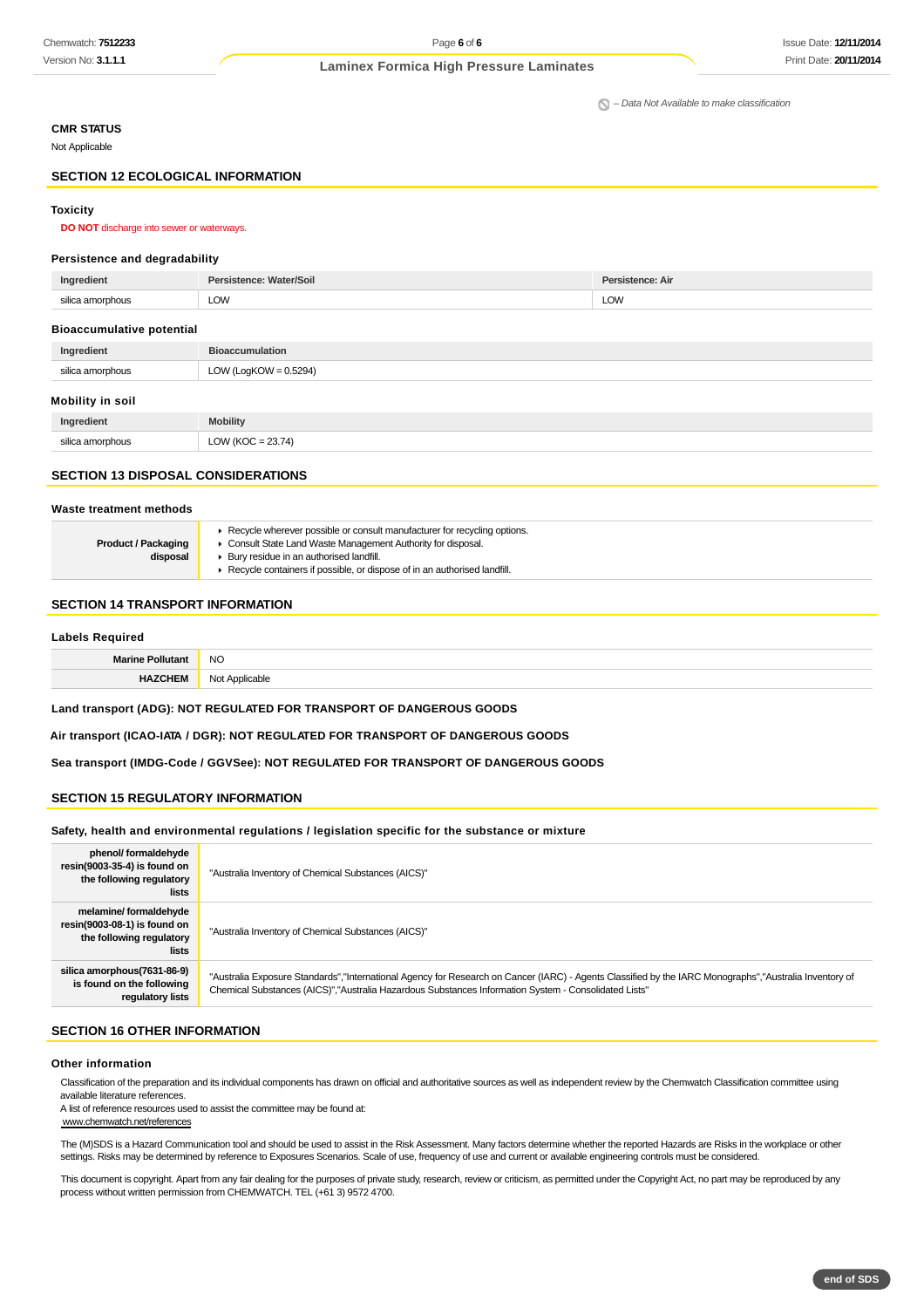– Data Not Available to make classification

**CMR STATUS**

Not Applicable

## SECTION 12 ECOLOGICAL INFORMATION

### Toxicity

**DO NOT** discharge into sewer or waterways.

### Persistence and degradability

| Ingredient | Persistence: Water/Soil | Persistence: Air |
|---|---|---|
| silica amorphous | LOW | LOW |

### Bioaccumulative potential

| Ingredient | Bioaccumulation |
|---|---|
| silica amorphous | LOW (LogKOW = 0.5294) |

### Mobility in soil

| Ingredient | Mobility |
|---|---|
| silica amorphous | LOW (KOC = 23.74) |

## SECTION 13 DISPOSAL CONSIDERATIONS

### Waste treatment methods

| | |
|---|---|
| **Product / Packaging disposal** | ▸ Recycle wherever possible or consult manufacturer for recycling options.<br>▸ Consult State Land Waste Management Authority for disposal.<br>▸ Bury residue in an authorised landfill.<br>▸ Recycle containers if possible, or dispose of in an authorised landfill. |

## SECTION 14 TRANSPORT INFORMATION

### Labels Required

| | |
|---|---|
| **Marine Pollutant** | NO |
| **HAZCHEM** | Not Applicable |

**Land transport (ADG): NOT REGULATED FOR TRANSPORT OF DANGEROUS GOODS**

**Air transport (ICAO-IATA / DGR): NOT REGULATED FOR TRANSPORT OF DANGEROUS GOODS**

**Sea transport (IMDG-Code / GGVSee): NOT REGULATED FOR TRANSPORT OF DANGEROUS GOODS**

## SECTION 15 REGULATORY INFORMATION

### Safety, health and environmental regulations / legislation specific for the substance or mixture

| | |
|---|---|
| **phenol/ formaldehyde resin(9003-35-4) is found on the following regulatory lists** | "Australia Inventory of Chemical Substances (AICS)" |
| **melamine/ formaldehyde resin(9003-08-1) is found on the following regulatory lists** | "Australia Inventory of Chemical Substances (AICS)" |
| **silica amorphous(7631-86-9) is found on the following regulatory lists** | "Australia Exposure Standards","International Agency for Research on Cancer (IARC) - Agents Classified by the IARC Monographs","Australia Inventory of Chemical Substances (AICS)","Australia Hazardous Substances Information System - Consolidated Lists" |

## SECTION 16 OTHER INFORMATION

### Other information

Classification of the preparation and its individual components has drawn on official and authoritative sources as well as independent review by the Chemwatch Classification committee using available literature references.
A list of reference resources used to assist the committee may be found at:
www.chemwatch.net/references

The (M)SDS is a Hazard Communication tool and should be used to assist in the Risk Assessment. Many factors determine whether the reported Hazards are Risks in the workplace or other settings. Risks may be determined by reference to Exposures Scenarios. Scale of use, frequency of use and current or available engineering controls must be considered.

This document is copyright. Apart from any fair dealing for the purposes of private study, research, review or criticism, as permitted under the Copyright Act, no part may be reproduced by any process without written permission from CHEMWATCH. TEL (+61 3) 9572 4700.

**end of SDS**